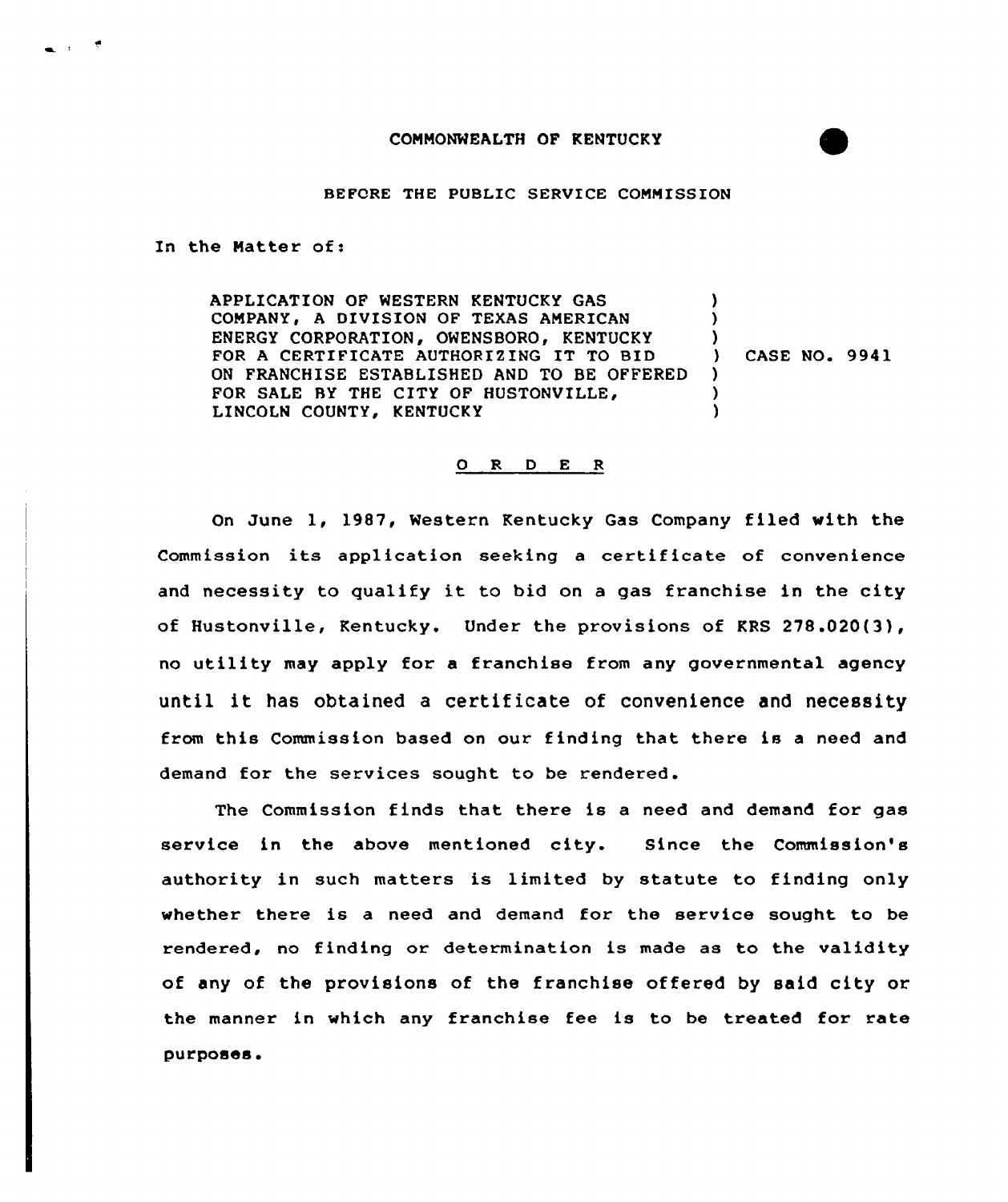COMMONWEALTH OF KENTUCKY

BEFORE THE PUBLIC SERVICE COMMISSION

In the Matter of:

| | | |
|---|---|---|
| APPLICATION OF WESTERN KENTUCKY GAS COMPANY, A DIVISION OF TEXAS AMERICAN ENERGY CORPORATION, OWENSBORO, KENTUCKY FOR A CERTIFICATE AUTHORIZING IT TO BID ON FRANCHISE ESTABLISHED AND TO BE OFFERED FOR SALE BY THE CITY OF HUSTONVILLE, LINCOLN COUNTY, KENTUCKY | ) | CASE NO. 9941 |

## O R D E R

On June 1, 1987, Western Kentucky Gas Company filed with the Commission its application seeking a certificate of convenience and necessity to qualify it to bid on a gas franchise in the city of Hustonville, Kentucky. Under the provisions of KRS 278.020(3), no utility may apply for a franchise from any governmental agency until it has obtained a certificate of convenience and necessity from this Commission based on our finding that there is a need and demand for the services sought to be rendered.

The Commission finds that there is a need and demand for gas service in the above mentioned city. Since the Commission's authority in such matters is limited by statute to finding only whether there is a need and demand for the service sought to be rendered, no finding or determination is made as to the validity of any of the provisions of the franchise offered by said city or the manner in which any franchise fee is to be treated for rate purposes.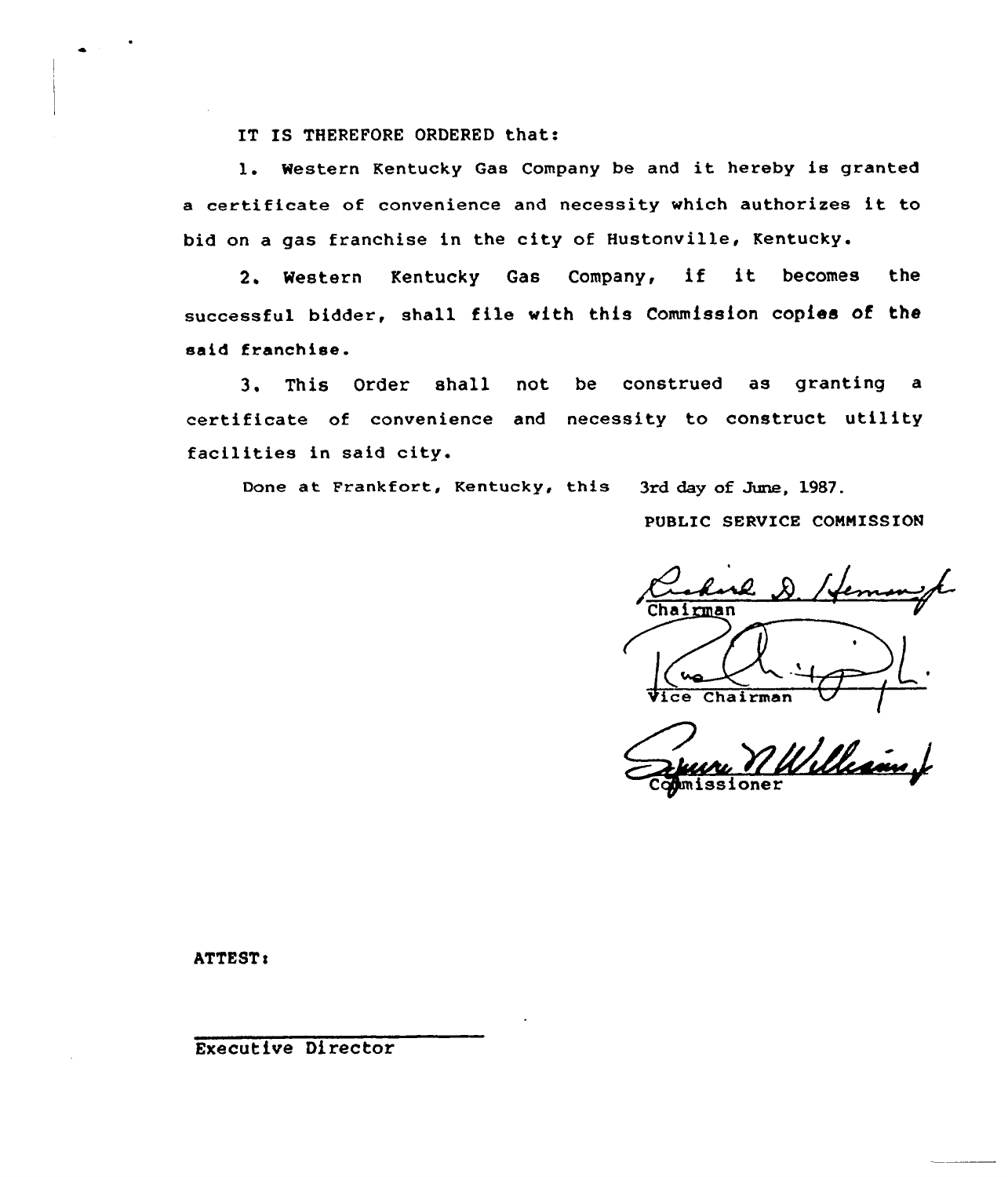IT IS THEREFORE ORDERED that:

1. Western Kentucky Gas Company be and it hereby is granted a certificate of convenience and necessity which authorizes it to bid on a gas franchise in the city of Hustonville, Kentucky.

2. Western Kentucky Gas Company, if it becomes the successful bidder, shall file with this Commission copies of the said franchise.

3. This Order shall not be construed as granting a certificate of convenience and necessity to construct utility facilities in said city.

Done at Frankfort, Kentucky, this 3rd day of June, 1987.

PUBLIC SERVICE COMMISSION

Chairman

Vice Chairman

Commissioner

ATTEST:

Executive Director